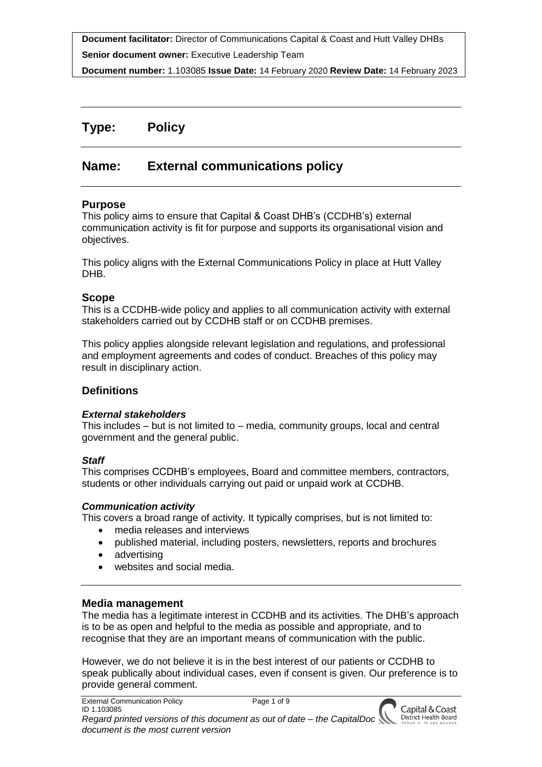**Document facilitator:** Director of Communications Capital & Coast and Hutt Valley DHBs
**Senior document owner:** Executive Leadership Team
**Document number:** 1.103085 **Issue Date:** 14 February 2020 **Review Date:** 14 February 2023

# Type: Policy

# Name: External communications policy

## Purpose

This policy aims to ensure that Capital & Coast DHB's (CCDHB's) external communication activity is fit for purpose and supports its organisational vision and objectives.

This policy aligns with the External Communications Policy in place at Hutt Valley DHB.

## Scope

This is a CCDHB-wide policy and applies to all communication activity with external stakeholders carried out by CCDHB staff or on CCDHB premises.

This policy applies alongside relevant legislation and regulations, and professional and employment agreements and codes of conduct. Breaches of this policy may result in disciplinary action.

## Definitions

### *External stakeholders*

This includes – but is not limited to – media, community groups, local and central government and the general public.

### *Staff*

This comprises CCDHB's employees, Board and committee members, contractors, students or other individuals carrying out paid or unpaid work at CCDHB.

### *Communication activity*

This covers a broad range of activity. It typically comprises, but is not limited to:

- media releases and interviews
- published material, including posters, newsletters, reports and brochures
- advertising
- websites and social media.

## Media management

The media has a legitimate interest in CCDHB and its activities. The DHB's approach is to be as open and helpful to the media as possible and appropriate, and to recognise that they are an important means of communication with the public.

However, we do not believe it is in the best interest of our patients or CCDHB to speak publically about individual cases, even if consent is given. Our preference is to provide general comment.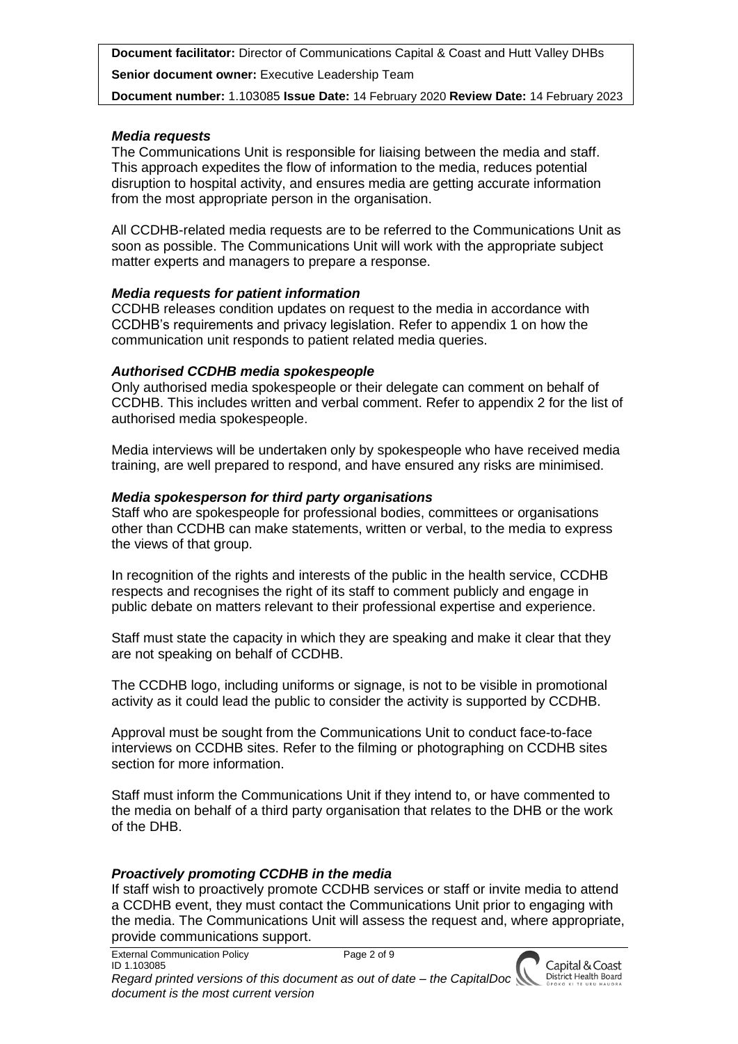**Document facilitator:** Director of Communications Capital & Coast and Hutt Valley DHBs

**Senior document owner:** Executive Leadership Team

**Document number:** 1.103085 **Issue Date:** 14 February 2020 **Review Date:** 14 February 2023

### *Media requests*

The Communications Unit is responsible for liaising between the media and staff. This approach expedites the flow of information to the media, reduces potential disruption to hospital activity, and ensures media are getting accurate information from the most appropriate person in the organisation.

All CCDHB-related media requests are to be referred to the Communications Unit as soon as possible. The Communications Unit will work with the appropriate subject matter experts and managers to prepare a response.

### *Media requests for patient information*

CCDHB releases condition updates on request to the media in accordance with CCDHB's requirements and privacy legislation. Refer to appendix 1 on how the communication unit responds to patient related media queries.

### *Authorised CCDHB media spokespeople*

Only authorised media spokespeople or their delegate can comment on behalf of CCDHB. This includes written and verbal comment. Refer to appendix 2 for the list of authorised media spokespeople.

Media interviews will be undertaken only by spokespeople who have received media training, are well prepared to respond, and have ensured any risks are minimised.

### *Media spokesperson for third party organisations*

Staff who are spokespeople for professional bodies, committees or organisations other than CCDHB can make statements, written or verbal, to the media to express the views of that group.

In recognition of the rights and interests of the public in the health service, CCDHB respects and recognises the right of its staff to comment publicly and engage in public debate on matters relevant to their professional expertise and experience.

Staff must state the capacity in which they are speaking and make it clear that they are not speaking on behalf of CCDHB.

The CCDHB logo, including uniforms or signage, is not to be visible in promotional activity as it could lead the public to consider the activity is supported by CCDHB.

Approval must be sought from the Communications Unit to conduct face-to-face interviews on CCDHB sites. Refer to the filming or photographing on CCDHB sites section for more information.

Staff must inform the Communications Unit if they intend to, or have commented to the media on behalf of a third party organisation that relates to the DHB or the work of the DHB.

### *Proactively promoting CCDHB in the media*

If staff wish to proactively promote CCDHB services or staff or invite media to attend a CCDHB event, they must contact the Communications Unit prior to engaging with the media. The Communications Unit will assess the request and, where appropriate, provide communications support.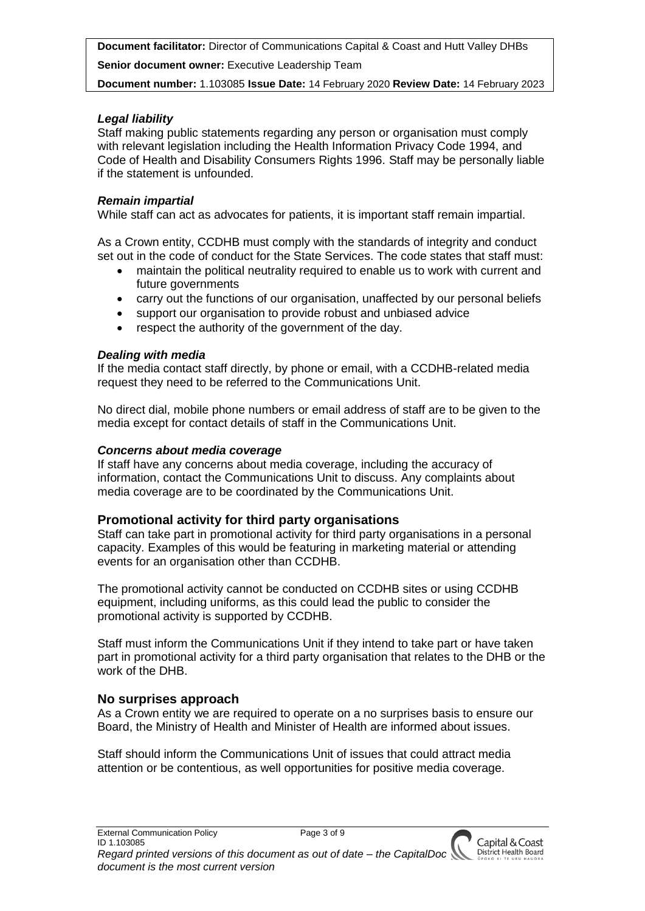### *Legal liability*

Staff making public statements regarding any person or organisation must comply with relevant legislation including the Health Information Privacy Code 1994, and Code of Health and Disability Consumers Rights 1996. Staff may be personally liable if the statement is unfounded.

### *Remain impartial*

While staff can act as advocates for patients, it is important staff remain impartial.

As a Crown entity, CCDHB must comply with the standards of integrity and conduct set out in the code of conduct for the State Services. The code states that staff must:

- maintain the political neutrality required to enable us to work with current and future governments
- carry out the functions of our organisation, unaffected by our personal beliefs
- support our organisation to provide robust and unbiased advice
- respect the authority of the government of the day.

### *Dealing with media*

If the media contact staff directly, by phone or email, with a CCDHB-related media request they need to be referred to the Communications Unit.

No direct dial, mobile phone numbers or email address of staff are to be given to the media except for contact details of staff in the Communications Unit.

### *Concerns about media coverage*

If staff have any concerns about media coverage, including the accuracy of information, contact the Communications Unit to discuss. Any complaints about media coverage are to be coordinated by the Communications Unit.

## Promotional activity for third party organisations

Staff can take part in promotional activity for third party organisations in a personal capacity. Examples of this would be featuring in marketing material or attending events for an organisation other than CCDHB.

The promotional activity cannot be conducted on CCDHB sites or using CCDHB equipment, including uniforms, as this could lead the public to consider the promotional activity is supported by CCDHB.

Staff must inform the Communications Unit if they intend to take part or have taken part in promotional activity for a third party organisation that relates to the DHB or the work of the DHB.

## No surprises approach

As a Crown entity we are required to operate on a no surprises basis to ensure our Board, the Ministry of Health and Minister of Health are informed about issues.

Staff should inform the Communications Unit of issues that could attract media attention or be contentious, as well opportunities for positive media coverage.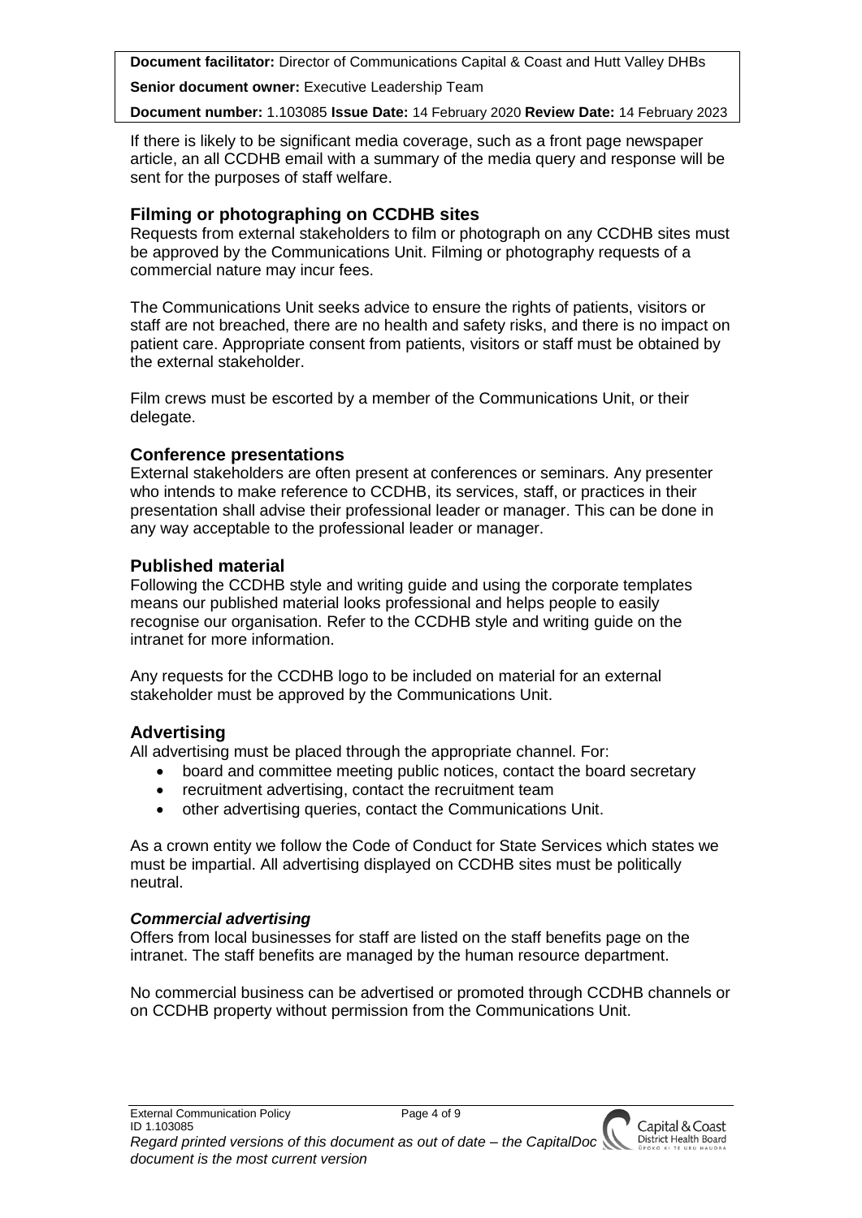If there is likely to be significant media coverage, such as a front page newspaper article, an all CCDHB email with a summary of the media query and response will be sent for the purposes of staff welfare.

## Filming or photographing on CCDHB sites

Requests from external stakeholders to film or photograph on any CCDHB sites must be approved by the Communications Unit. Filming or photography requests of a commercial nature may incur fees.

The Communications Unit seeks advice to ensure the rights of patients, visitors or staff are not breached, there are no health and safety risks, and there is no impact on patient care. Appropriate consent from patients, visitors or staff must be obtained by the external stakeholder.

Film crews must be escorted by a member of the Communications Unit, or their delegate.

## Conference presentations

External stakeholders are often present at conferences or seminars. Any presenter who intends to make reference to CCDHB, its services, staff, or practices in their presentation shall advise their professional leader or manager. This can be done in any way acceptable to the professional leader or manager.

## Published material

Following the CCDHB style and writing guide and using the corporate templates means our published material looks professional and helps people to easily recognise our organisation. Refer to the CCDHB style and writing guide on the intranet for more information.

Any requests for the CCDHB logo to be included on material for an external stakeholder must be approved by the Communications Unit.

## Advertising

All advertising must be placed through the appropriate channel. For:

- board and committee meeting public notices, contact the board secretary
- recruitment advertising, contact the recruitment team
- other advertising queries, contact the Communications Unit.

As a crown entity we follow the Code of Conduct for State Services which states we must be impartial. All advertising displayed on CCDHB sites must be politically neutral.

### *Commercial advertising*

Offers from local businesses for staff are listed on the staff benefits page on the intranet. The staff benefits are managed by the human resource department.

No commercial business can be advertised or promoted through CCDHB channels or on CCDHB property without permission from the Communications Unit.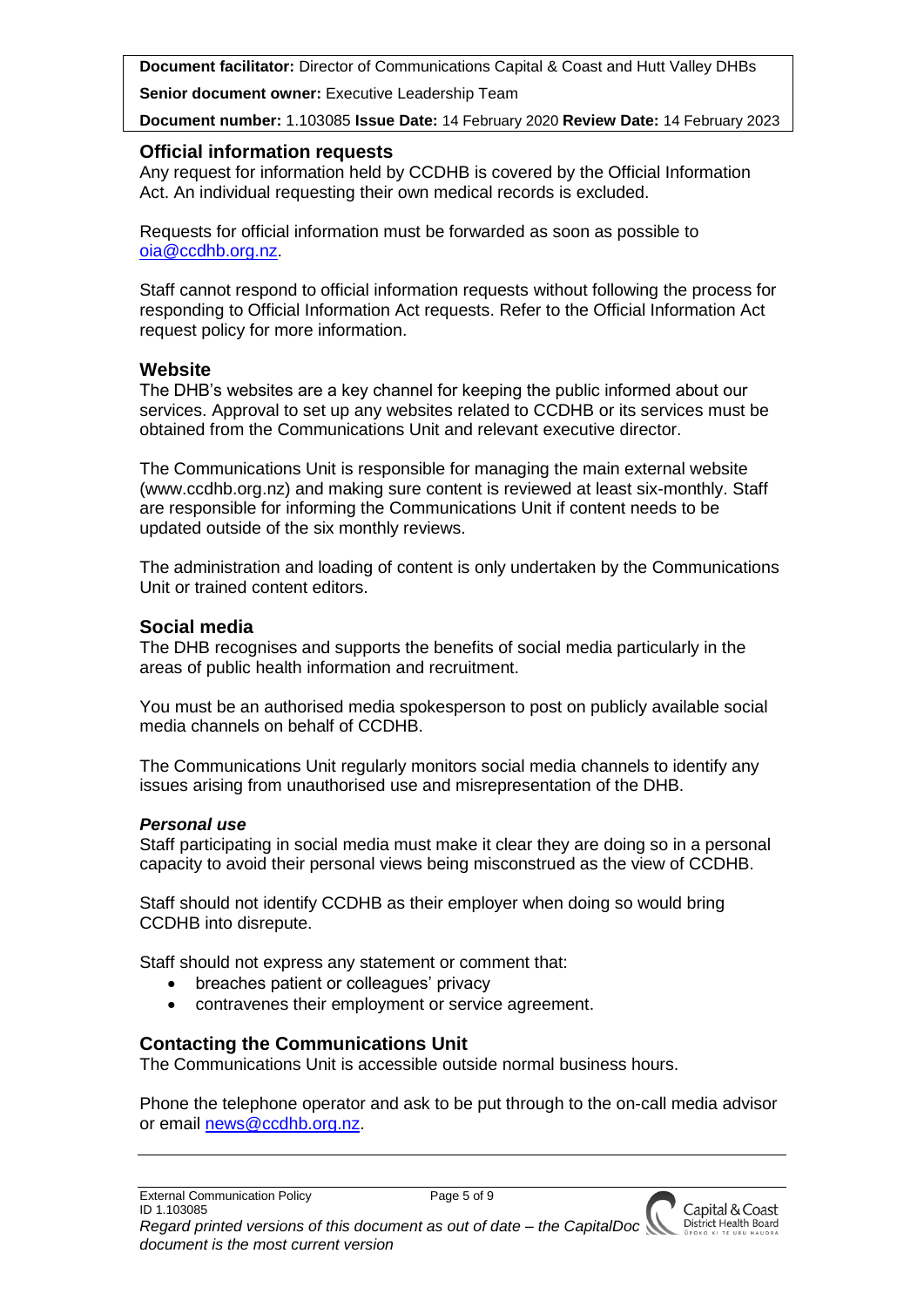**Document facilitator:** Director of Communications Capital & Coast and Hutt Valley DHBs

**Senior document owner:** Executive Leadership Team

**Document number:** 1.103085 **Issue Date:** 14 February 2020 **Review Date:** 14 February 2023

## Official information requests

Any request for information held by CCDHB is covered by the Official Information Act. An individual requesting their own medical records is excluded.

Requests for official information must be forwarded as soon as possible to oia@ccdhb.org.nz.

Staff cannot respond to official information requests without following the process for responding to Official Information Act requests. Refer to the Official Information Act request policy for more information.

## Website

The DHB's websites are a key channel for keeping the public informed about our services. Approval to set up any websites related to CCDHB or its services must be obtained from the Communications Unit and relevant executive director.

The Communications Unit is responsible for managing the main external website (www.ccdhb.org.nz) and making sure content is reviewed at least six-monthly. Staff are responsible for informing the Communications Unit if content needs to be updated outside of the six monthly reviews.

The administration and loading of content is only undertaken by the Communications Unit or trained content editors.

## Social media

The DHB recognises and supports the benefits of social media particularly in the areas of public health information and recruitment.

You must be an authorised media spokesperson to post on publicly available social media channels on behalf of CCDHB.

The Communications Unit regularly monitors social media channels to identify any issues arising from unauthorised use and misrepresentation of the DHB.

### *Personal use*

Staff participating in social media must make it clear they are doing so in a personal capacity to avoid their personal views being misconstrued as the view of CCDHB.

Staff should not identify CCDHB as their employer when doing so would bring CCDHB into disrepute.

Staff should not express any statement or comment that:

- breaches patient or colleagues' privacy
- contravenes their employment or service agreement.

## Contacting the Communications Unit

The Communications Unit is accessible outside normal business hours.

Phone the telephone operator and ask to be put through to the on-call media advisor or email news@ccdhb.org.nz.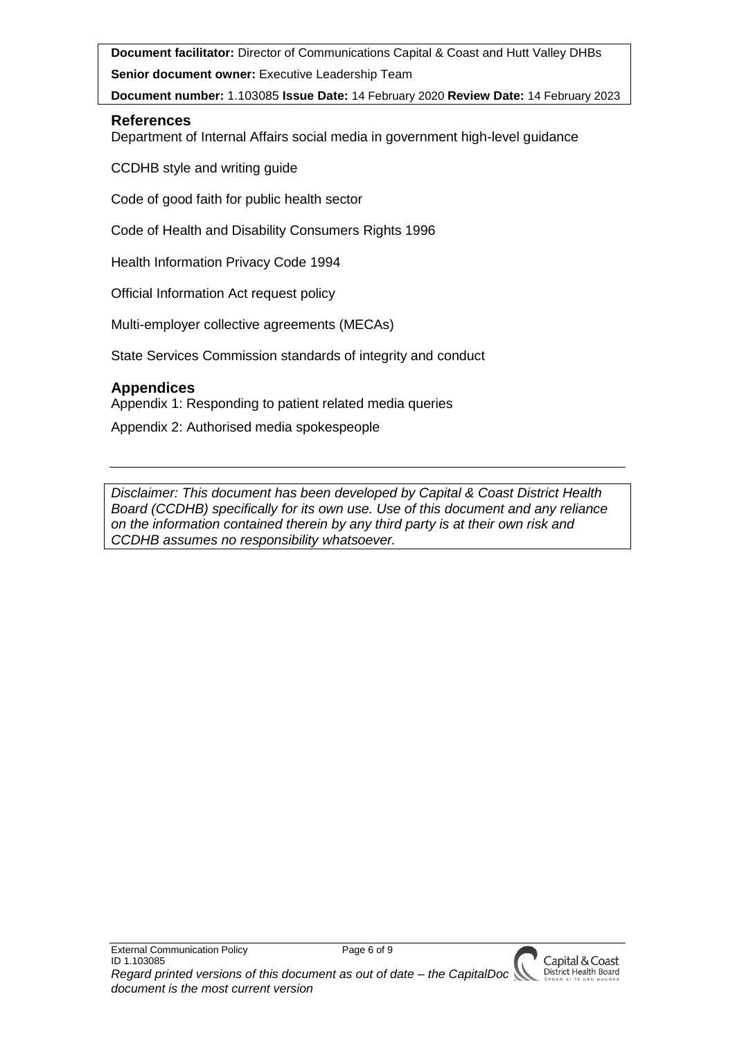**Document facilitator:** Director of Communications Capital & Coast and Hutt Valley DHBs

**Senior document owner:** Executive Leadership Team

**Document number:** 1.103085 **Issue Date:** 14 February 2020 **Review Date:** 14 February 2023

## References

Department of Internal Affairs social media in government high-level guidance

CCDHB style and writing guide

Code of good faith for public health sector

Code of Health and Disability Consumers Rights 1996

Health Information Privacy Code 1994

Official Information Act request policy

Multi-employer collective agreements (MECAs)

State Services Commission standards of integrity and conduct

## Appendices

Appendix 1: Responding to patient related media queries

Appendix 2: Authorised media spokespeople

---

*Disclaimer: This document has been developed by Capital & Coast District Health Board (CCDHB) specifically for its own use. Use of this document and any reliance on the information contained therein by any third party is at their own risk and CCDHB assumes no responsibility whatsoever.*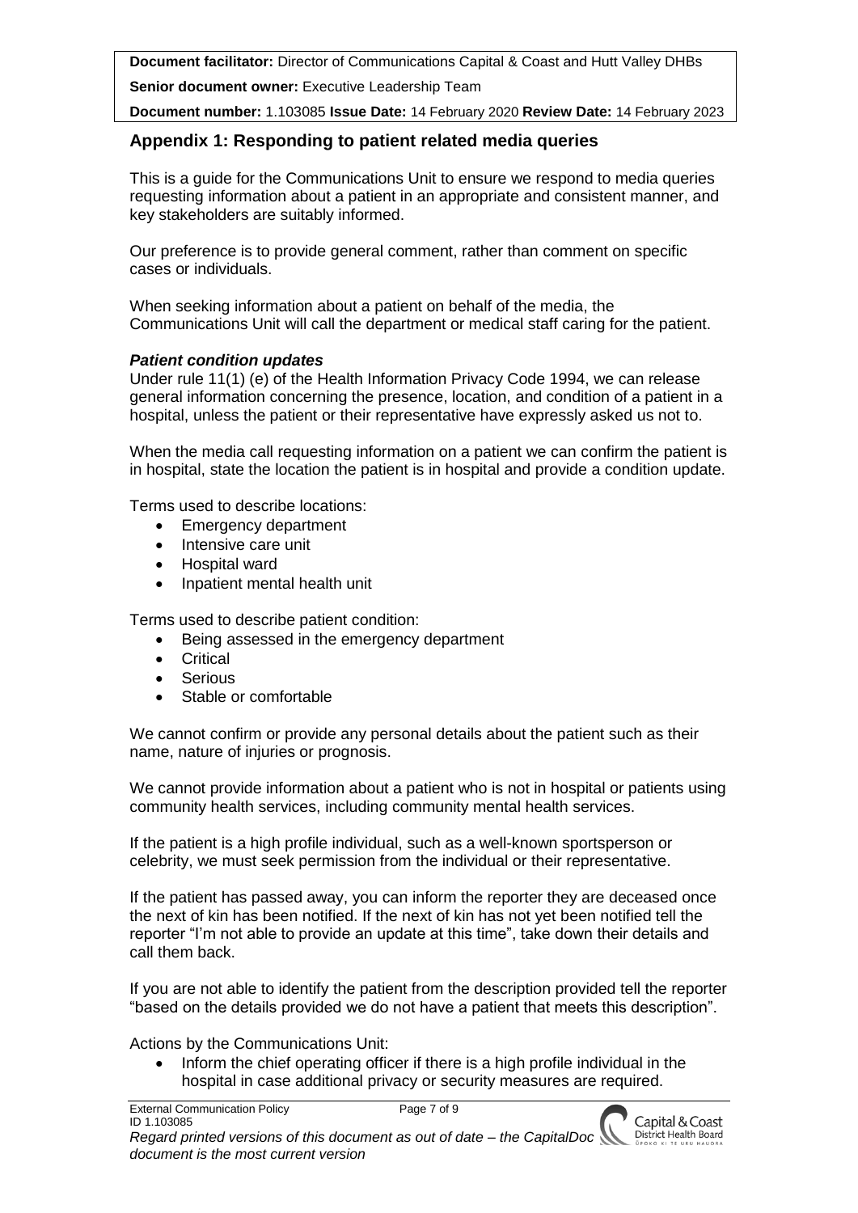## Appendix 1: Responding to patient related media queries

This is a guide for the Communications Unit to ensure we respond to media queries requesting information about a patient in an appropriate and consistent manner, and key stakeholders are suitably informed.

Our preference is to provide general comment, rather than comment on specific cases or individuals.

When seeking information about a patient on behalf of the media, the Communications Unit will call the department or medical staff caring for the patient.

***Patient condition updates***

Under rule 11(1) (e) of the Health Information Privacy Code 1994, we can release general information concerning the presence, location, and condition of a patient in a hospital, unless the patient or their representative have expressly asked us not to.

When the media call requesting information on a patient we can confirm the patient is in hospital, state the location the patient is in hospital and provide a condition update.

Terms used to describe locations:

- Emergency department
- Intensive care unit
- Hospital ward
- Inpatient mental health unit

Terms used to describe patient condition:

- Being assessed in the emergency department
- Critical
- Serious
- Stable or comfortable

We cannot confirm or provide any personal details about the patient such as their name, nature of injuries or prognosis.

We cannot provide information about a patient who is not in hospital or patients using community health services, including community mental health services.

If the patient is a high profile individual, such as a well-known sportsperson or celebrity, we must seek permission from the individual or their representative.

If the patient has passed away, you can inform the reporter they are deceased once the next of kin has been notified. If the next of kin has not yet been notified tell the reporter "I'm not able to provide an update at this time", take down their details and call them back.

If you are not able to identify the patient from the description provided tell the reporter "based on the details provided we do not have a patient that meets this description".

Actions by the Communications Unit:

- Inform the chief operating officer if there is a high profile individual in the hospital in case additional privacy or security measures are required.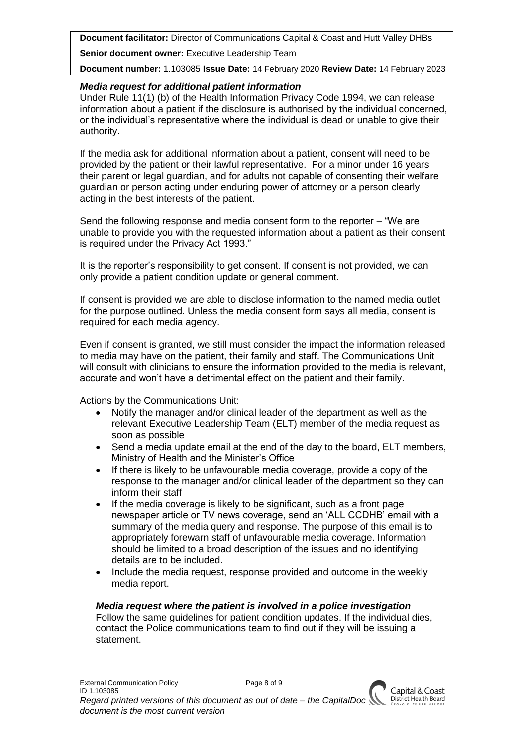### *Media request for additional patient information*

Under Rule 11(1) (b) of the Health Information Privacy Code 1994, we can release information about a patient if the disclosure is authorised by the individual concerned, or the individual's representative where the individual is dead or unable to give their authority.

If the media ask for additional information about a patient, consent will need to be provided by the patient or their lawful representative. For a minor under 16 years their parent or legal guardian, and for adults not capable of consenting their welfare guardian or person acting under enduring power of attorney or a person clearly acting in the best interests of the patient.

Send the following response and media consent form to the reporter – "We are unable to provide you with the requested information about a patient as their consent is required under the Privacy Act 1993."

It is the reporter's responsibility to get consent. If consent is not provided, we can only provide a patient condition update or general comment.

If consent is provided we are able to disclose information to the named media outlet for the purpose outlined. Unless the media consent form says all media, consent is required for each media agency.

Even if consent is granted, we still must consider the impact the information released to media may have on the patient, their family and staff. The Communications Unit will consult with clinicians to ensure the information provided to the media is relevant, accurate and won't have a detrimental effect on the patient and their family.

Actions by the Communications Unit:

- Notify the manager and/or clinical leader of the department as well as the relevant Executive Leadership Team (ELT) member of the media request as soon as possible
- Send a media update email at the end of the day to the board, ELT members, Ministry of Health and the Minister's Office
- If there is likely to be unfavourable media coverage, provide a copy of the response to the manager and/or clinical leader of the department so they can inform their staff
- If the media coverage is likely to be significant, such as a front page newspaper article or TV news coverage, send an 'ALL CCDHB' email with a summary of the media query and response. The purpose of this email is to appropriately forewarn staff of unfavourable media coverage. Information should be limited to a broad description of the issues and no identifying details are to be included.
- Include the media request, response provided and outcome in the weekly media report.

### *Media request where the patient is involved in a police investigation*

Follow the same guidelines for patient condition updates. If the individual dies, contact the Police communications team to find out if they will be issuing a statement.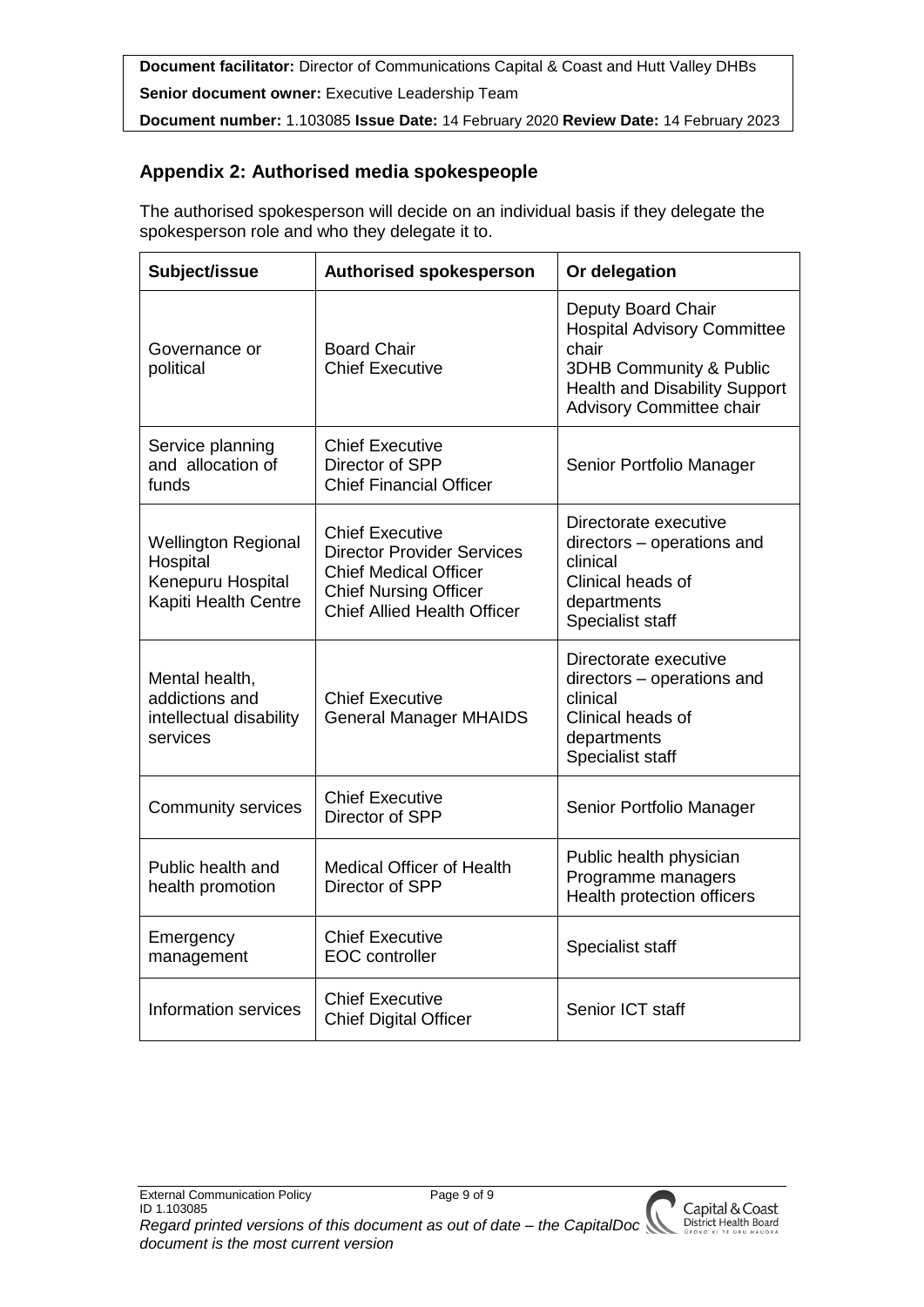## Appendix 2: Authorised media spokespeople

The authorised spokesperson will decide on an individual basis if they delegate the spokesperson role and who they delegate it to.

| Subject/issue | Authorised spokesperson | Or delegation |
|---|---|---|
| Governance or political | Board Chair<br>Chief Executive | Deputy Board Chair<br>Hospital Advisory Committee chair<br>3DHB Community & Public Health and Disability Support Advisory Committee chair |
| Service planning and allocation of funds | Chief Executive<br>Director of SPP<br>Chief Financial Officer | Senior Portfolio Manager |
| Wellington Regional Hospital<br>Kenepuru Hospital<br>Kapiti Health Centre | Chief Executive<br>Director Provider Services<br>Chief Medical Officer<br>Chief Nursing Officer<br>Chief Allied Health Officer | Directorate executive directors – operations and clinical<br>Clinical heads of departments<br>Specialist staff |
| Mental health, addictions and intellectual disability services | Chief Executive<br>General Manager MHAIDS | Directorate executive directors – operations and clinical<br>Clinical heads of departments<br>Specialist staff |
| Community services | Chief Executive<br>Director of SPP | Senior Portfolio Manager |
| Public health and health promotion | Medical Officer of Health<br>Director of SPP | Public health physician<br>Programme managers<br>Health protection officers |
| Emergency management | Chief Executive<br>EOC controller | Specialist staff |
| Information services | Chief Executive<br>Chief Digital Officer | Senior ICT staff |